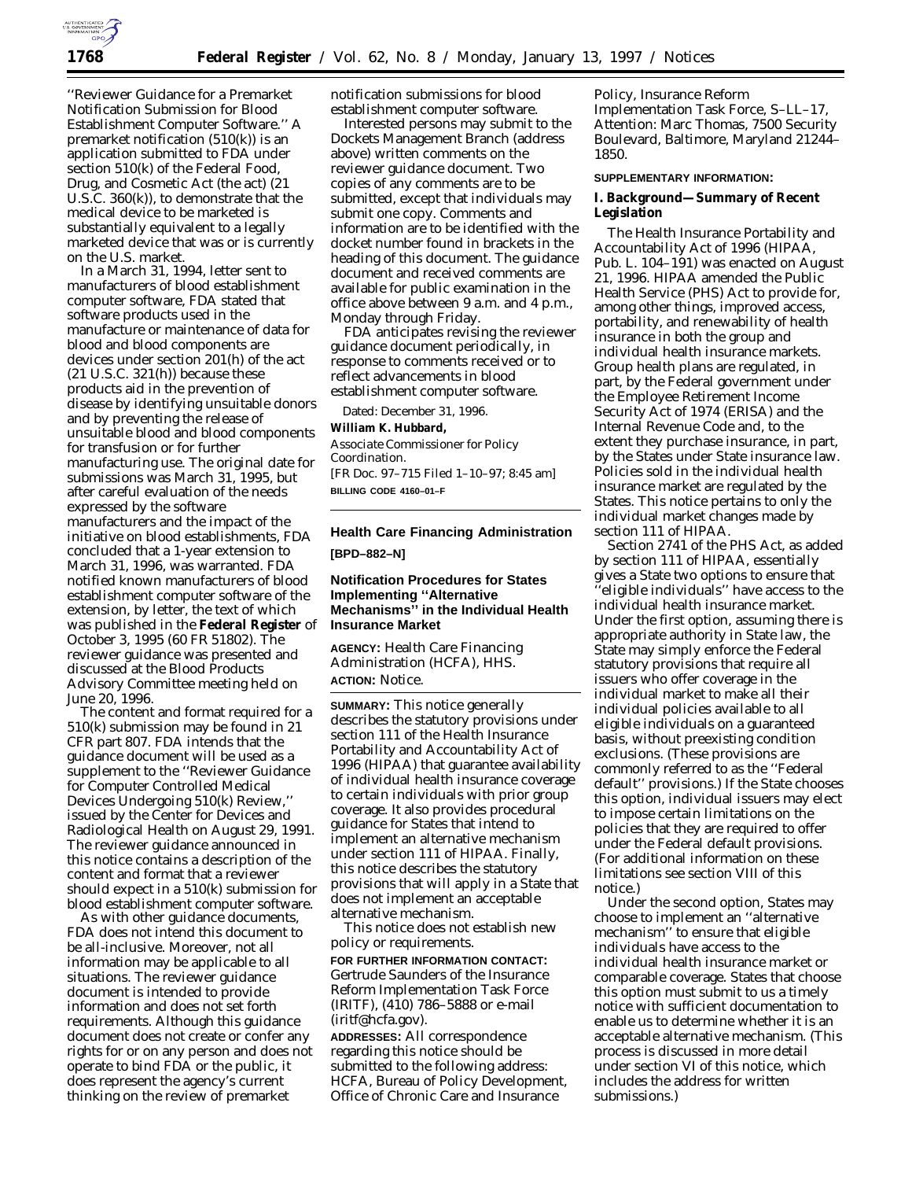''Reviewer Guidance for a Premarket Notification Submission for Blood Establishment Computer Software.'' A premarket notification (510(k)) is an application submitted to FDA under section 510(k) of the Federal Food, Drug, and Cosmetic Act (the act) (21 U.S.C. 360(k)), to demonstrate that the medical device to be marketed is substantially equivalent to a legally marketed device that was or is currently on the U.S. market.

In a March 31, 1994, letter sent to manufacturers of blood establishment computer software, FDA stated that software products used in the manufacture or maintenance of data for blood and blood components are devices under section 201(h) of the act (21 U.S.C. 321(h)) because these products aid in the prevention of disease by identifying unsuitable donors and by preventing the release of unsuitable blood and blood components for transfusion or for further manufacturing use. The original date for submissions was March 31, 1995, but after careful evaluation of the needs expressed by the software manufacturers and the impact of the initiative on blood establishments, FDA concluded that a 1-year extension to March 31, 1996, was warranted. FDA notified known manufacturers of blood establishment computer software of the extension, by letter, the text of which was published in the **Federal Register** of October 3, 1995 (60 FR 51802). The reviewer guidance was presented and discussed at the Blood Products Advisory Committee meeting held on June 20, 1996.

The content and format required for a 510(k) submission may be found in 21 CFR part 807. FDA intends that the guidance document will be used as a supplement to the ''Reviewer Guidance for Computer Controlled Medical Devices Undergoing 510(k) Review,'' issued by the Center for Devices and Radiological Health on August 29, 1991. The reviewer guidance announced in this notice contains a description of the content and format that a reviewer should expect in a 510(k) submission for blood establishment computer software.

As with other guidance documents, FDA does not intend this document to be all-inclusive. Moreover, not all information may be applicable to all situations. The reviewer guidance document is intended to provide information and does not set forth requirements. Although this guidance document does not create or confer any rights for or on any person and does not operate to bind FDA or the public, it does represent the agency's current thinking on the review of premarket notification submissions for blood establishment computer software.

Interested persons may submit to the Dockets Management Branch (address above) written comments on the reviewer guidance document. Two copies of any comments are to be submitted, except that individuals may submit one copy. Comments and information are to be identified with the docket number found in brackets in the heading of this document. The guidance document and received comments are available for public examination in the office above between 9 a.m. and 4 p.m., Monday through Friday.

FDA anticipates revising the reviewer guidance document periodically, in response to comments received or to reflect advancements in blood establishment computer software.

Dated: December 31, 1996.

**William K. Hubbard,**

*Associate Commissioner for Policy Coordination.*

[FR Doc. 97–715 Filed 1–10–97; 8:45 am]

**BILLING CODE 4160–01–F**

---

## Health Care Financing Administration

**[BPD–882–N]**

## Notification Procedures for States Implementing ''Alternative Mechanisms'' in the Individual Health Insurance Market

**AGENCY:** Health Care Financing Administration (HCFA), HHS.

**ACTION:** Notice.

**SUMMARY:** This notice generally describes the statutory provisions under section 111 of the Health Insurance Portability and Accountability Act of 1996 (HIPAA) that guarantee availability of individual health insurance coverage to certain individuals with prior group coverage. It also provides procedural guidance for States that intend to implement an alternative mechanism under section 111 of HIPAA. Finally, this notice describes the statutory provisions that will apply in a State that does not implement an acceptable alternative mechanism.

This notice does not establish new policy or requirements.

**FOR FURTHER INFORMATION CONTACT:** Gertrude Saunders of the Insurance Reform Implementation Task Force (IRITF), (410) 786–5888 or e-mail (iritf@hcfa.gov).

**ADDRESSES:** All correspondence regarding this notice should be submitted to the following address: HCFA, Bureau of Policy Development, Office of Chronic Care and Insurance Policy, Insurance Reform Implementation Task Force, S–LL–17, Attention: Marc Thomas, 7500 Security Boulevard, Baltimore, Maryland 21244–1850.

**SUPPLEMENTARY INFORMATION:**

### I. Background—Summary of Recent Legislation

The Health Insurance Portability and Accountability Act of 1996 (HIPAA, Pub. L. 104–191) was enacted on August 21, 1996. HIPAA amended the Public Health Service (PHS) Act to provide for, among other things, improved access, portability, and renewability of health insurance in both the group and individual health insurance markets. Group health plans are regulated, in part, by the Federal government under the Employee Retirement Income Security Act of 1974 (ERISA) and the Internal Revenue Code and, to the extent they purchase insurance, in part, by the States under State insurance law. Policies sold in the individual health insurance market are regulated by the States. This notice pertains to only the individual market changes made by section 111 of HIPAA.

Section 2741 of the PHS Act, as added by section 111 of HIPAA, essentially gives a State two options to ensure that ''eligible individuals'' have access to the individual health insurance market. Under the first option, assuming there is appropriate authority in State law, the State may simply enforce the Federal statutory provisions that require all issuers who offer coverage in the individual market to make all their individual policies available to all eligible individuals on a guaranteed basis, without preexisting condition exclusions. (These provisions are commonly referred to as the ''Federal default'' provisions.) If the State chooses this option, individual issuers may elect to impose certain limitations on the policies that they are required to offer under the Federal default provisions. (For additional information on these limitations see section VIII of this notice.)

Under the second option, States may choose to implement an ''alternative mechanism'' to ensure that eligible individuals have access to the individual health insurance market or comparable coverage. States that choose this option must submit to us a timely notice with sufficient documentation to enable us to determine whether it is an acceptable alternative mechanism. (This process is discussed in more detail under section VI of this notice, which includes the address for written submissions.)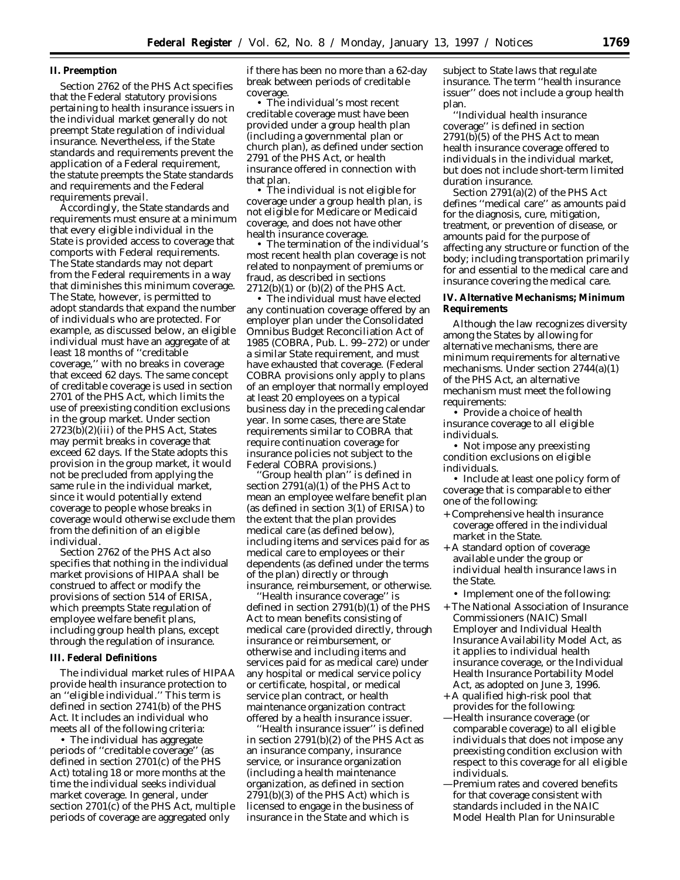## II. Preemption

Section 2762 of the PHS Act specifies that the Federal statutory provisions pertaining to health insurance issuers in the individual market generally do not preempt State regulation of individual insurance. Nevertheless, if the State standards and requirements prevent the application of a Federal requirement, the statute preempts the State standards and requirements and the Federal requirements prevail.

Accordingly, the State standards and requirements must ensure at a minimum that every eligible individual in the State is provided access to coverage that comports with Federal requirements. The State standards may not depart from the Federal requirements in a way that diminishes this minimum coverage. The State, however, is permitted to adopt standards that expand the number of individuals who are protected. For example, as discussed below, an eligible individual must have an aggregate of at least 18 months of ''creditable coverage,'' with no breaks in coverage that exceed 62 days. The same concept of creditable coverage is used in section 2701 of the PHS Act, which limits the use of preexisting condition exclusions in the group market. Under section 2723(b)(2)(iii) of the PHS Act, States may permit breaks in coverage that exceed 62 days. If the State adopts this provision in the group market, it would not be precluded from applying the same rule in the individual market, since it would potentially extend coverage to people whose breaks in coverage would otherwise exclude them from the definition of an eligible individual.

Section 2762 of the PHS Act also specifies that nothing in the individual market provisions of HIPAA shall be construed to affect or modify the provisions of section 514 of ERISA, which preempts State regulation of employee welfare benefit plans, including group health plans, except through the regulation of insurance.

## III. Federal Definitions

The individual market rules of HIPAA provide health insurance protection to an ''eligible individual.'' This term is defined in section 2741(b) of the PHS Act. It includes an individual who meets all of the following criteria:

- The individual has aggregate periods of ''creditable coverage'' (as defined in section 2701(c) of the PHS Act) totaling 18 or more months at the time the individual seeks individual market coverage. In general, under section 2701(c) of the PHS Act, multiple periods of coverage are aggregated only if there has been no more than a 62-day break between periods of creditable coverage.
- The individual's most recent creditable coverage must have been provided under a group health plan (including a governmental plan or church plan), as defined under section 2791 of the PHS Act, or health insurance offered in connection with that plan.
- The individual is not eligible for coverage under a group health plan, is not eligible for Medicare or Medicaid coverage, and does not have other health insurance coverage.
- The termination of the individual's most recent health plan coverage is not related to nonpayment of premiums or fraud, as described in sections 2712(b)(1) or (b)(2) of the PHS Act.
- The individual must have elected any continuation coverage offered by an employer plan under the Consolidated Omnibus Budget Reconciliation Act of 1985 (COBRA, Pub. L. 99–272) or under a similar State requirement, and must have exhausted that coverage. (Federal COBRA provisions only apply to plans of an employer that normally employed at least 20 employees on a typical business day in the preceding calendar year. In some cases, there are State requirements similar to COBRA that require continuation coverage for insurance policies not subject to the Federal COBRA provisions.)

''Group health plan'' is defined in section 2791(a)(1) of the PHS Act to mean an employee welfare benefit plan (as defined in section 3(1) of ERISA) to the extent that the plan provides medical care (as defined below), including items and services paid for as medical care to employees or their dependents (as defined under the terms of the plan) directly or through insurance, reimbursement, or otherwise.

''Health insurance coverage'' is defined in section 2791(b)(1) of the PHS Act to mean benefits consisting of medical care (provided directly, through insurance or reimbursement, or otherwise and including items and services paid for as medical care) under any hospital or medical service policy or certificate, hospital, or medical service plan contract, or health maintenance organization contract offered by a health insurance issuer.

''Health insurance issuer'' is defined in section 2791(b)(2) of the PHS Act as an insurance company, insurance service, or insurance organization (including a health maintenance organization, as defined in section 2791(b)(3) of the PHS Act) which is licensed to engage in the business of insurance in the State and which is subject to State laws that regulate insurance. The term ''health insurance issuer'' does not include a group health plan.

''Individual health insurance coverage'' is defined in section 2791(b)(5) of the PHS Act to mean health insurance coverage offered to individuals in the individual market, but does not include short-term limited duration insurance.

Section 2791(a)(2) of the PHS Act defines ''medical care'' as amounts paid for the diagnosis, cure, mitigation, treatment, or prevention of disease, or amounts paid for the purpose of affecting any structure or function of the body; including transportation primarily for and essential to the medical care and insurance covering the medical care.

## IV. Alternative Mechanisms; Minimum Requirements

Although the law recognizes diversity among the States by allowing for alternative mechanisms, there are minimum requirements for alternative mechanisms. Under section 2744(a)(1) of the PHS Act, an alternative mechanism must meet the following requirements:

- Provide a choice of health insurance coverage to all eligible individuals.
- Not impose any preexisting condition exclusions on eligible individuals.
- Include at least one policy form of coverage that is comparable to either one of the following:
  + Comprehensive health insurance coverage offered in the individual market in the State.
  + A standard option of coverage available under the group or individual health insurance laws in the State.
- Implement one of the following:
  + The National Association of Insurance Commissioners (NAIC) Small Employer and Individual Health Insurance Availability Model Act, as it applies to individual health insurance coverage, or the Individual Health Insurance Portability Model Act, as adopted on June 3, 1996.
  + A qualified high-risk pool that provides for the following:
    - —Health insurance coverage (or comparable coverage) to all eligible individuals that does not impose any preexisting condition exclusion with respect to this coverage for all eligible individuals.
    - —Premium rates and covered benefits for that coverage consistent with standards included in the NAIC Model Health Plan for Uninsurable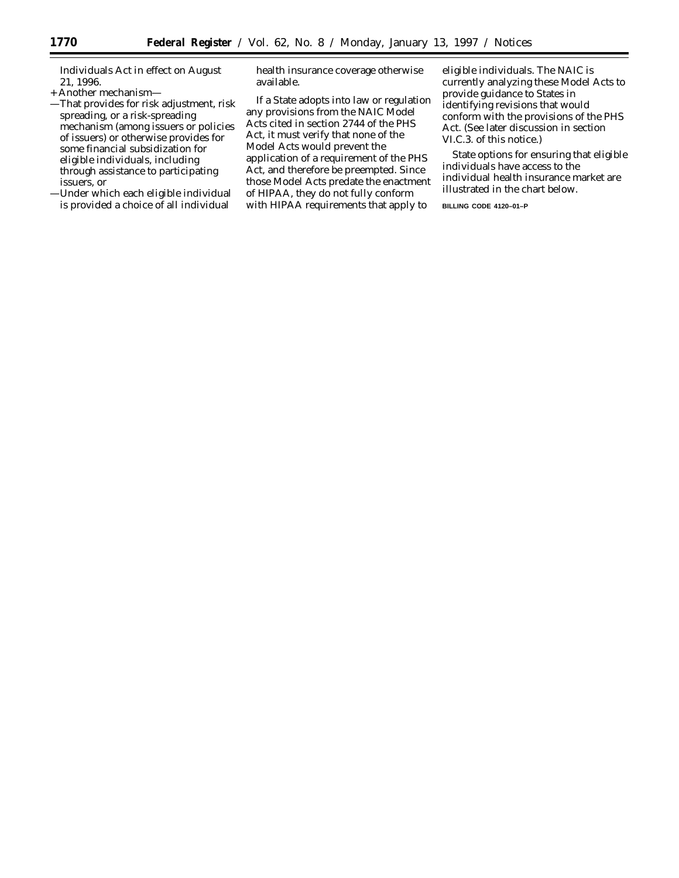Individuals Act in effect on August 21, 1996.

+ Another mechanism—

—That provides for risk adjustment, risk spreading, or a risk-spreading mechanism (among issuers or policies of issuers) or otherwise provides for some financial subsidization for eligible individuals, including through assistance to participating issuers, or

—Under which each eligible individual is provided a choice of all individual health insurance coverage otherwise available.

If a State adopts into law or regulation any provisions from the NAIC Model Acts cited in section 2744 of the PHS Act, it must verify that none of the Model Acts would prevent the application of a requirement of the PHS Act, and therefore be preempted. Since those Model Acts predate the enactment of HIPAA, they do not fully conform with HIPAA requirements that apply to eligible individuals. The NAIC is currently analyzing these Model Acts to provide guidance to States in identifying revisions that would conform with the provisions of the PHS Act. (See later discussion in section VI.C.3. of this notice.)

State options for ensuring that eligible individuals have access to the individual health insurance market are illustrated in the chart below.

BILLING CODE 4120–01–P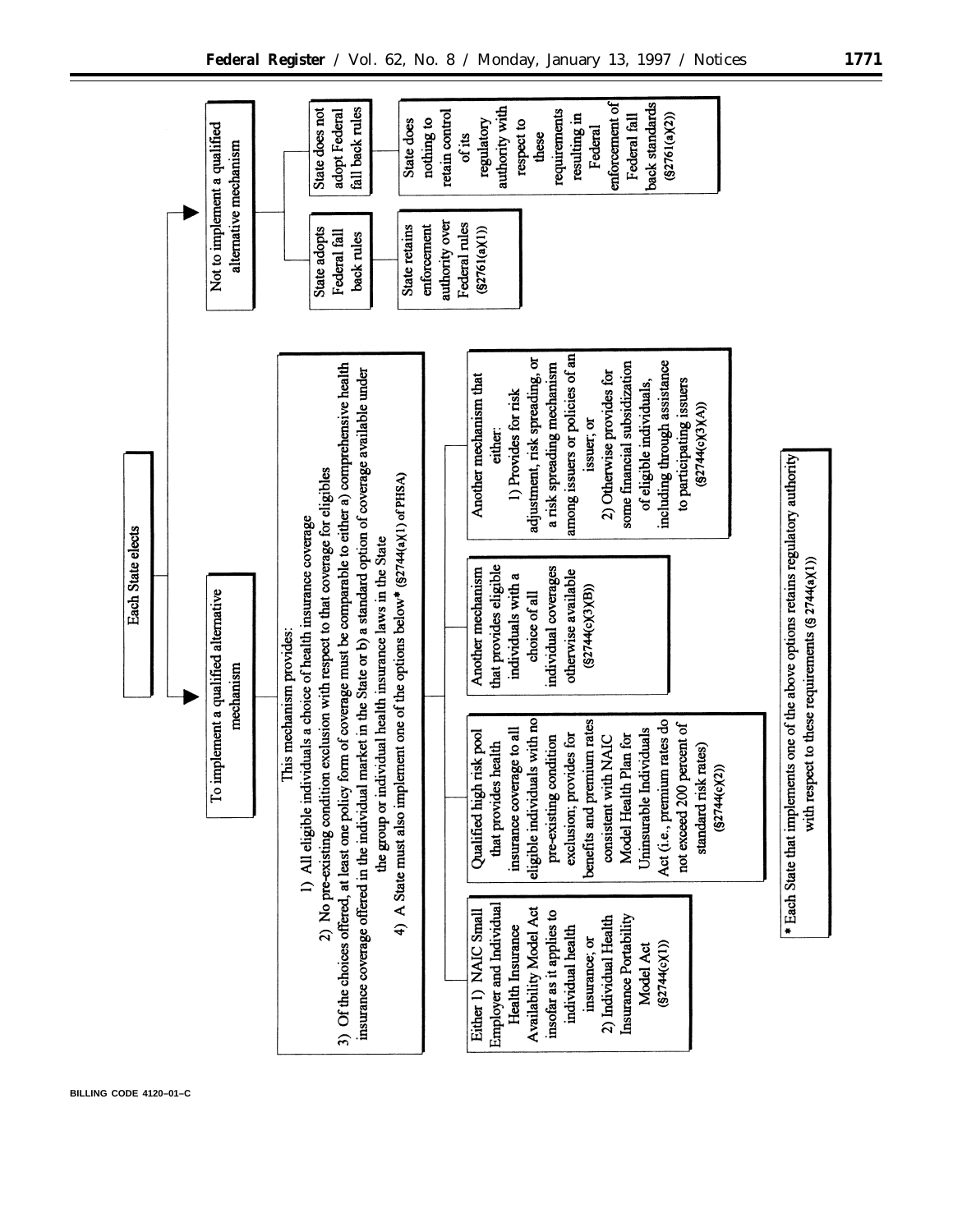Each State elects

- **To implement a qualified alternative mechanism**

  This mechanism provides:

  1) All eligible individuals a choice of health insurance coverage

  2) No pre-existing condition exclusion with respect to that coverage for eligibles

  3) Of the choices offered, at least one policy form of coverage must be comparable to either a) comprehensive health insurance coverage offered in the individual market in the State or b) a standard option of coverage available under the group or individual health insurance laws in the State

  4) A State must also implement one of the options below* (§2744(a)(1) of PHSA)

  - Either 1) NAIC Small Employer and Individual Health Insurance Availability Model Act insofar as it applies to individual health insurance; or 2) Individual Health Insurance Portability Model Act (§2744(c)(1))
  - Qualified high risk pool that provides health insurance coverage to all eligible individuals with no pre-existing condition exclusion; provides for benefits and premium rates consistent with NAIC Model Health Plan for Uninsurable Individuals Act (i.e., premium rates do not exceed 200 percent of standard risk rates) (§2744(c)(2))
  - Another mechanism that provides eligible individuals with a choice of all individual coverages otherwise available (§2744(c)(3)(B))
  - Another mechanism that either: 1) Provides for risk adjustment, risk spreading, or a risk spreading mechanism among issuers or policies of an issuer, or 2) Otherwise provides for some financial subsidization of eligible individuals, including through assistance to participating issuers (§2744(c)(3)(A))

  \* Each State that implements one of the above options retains regulatory authority with respect to these requirements (§ 2744(a)(1))

- **Not to implement a qualified alternative mechanism**
  - State adopts Federal fall back rules
    - State retains enforcement authority over Federal rules (§2761(a)(1))
  - State does not adopt Federal fall back rules
    - State does nothing to retain control of its regulatory authority with respect to these requirements resulting in Federal enforcement of Federal fall back standards (§2761(a)(2))

BILLING CODE 4120–01–C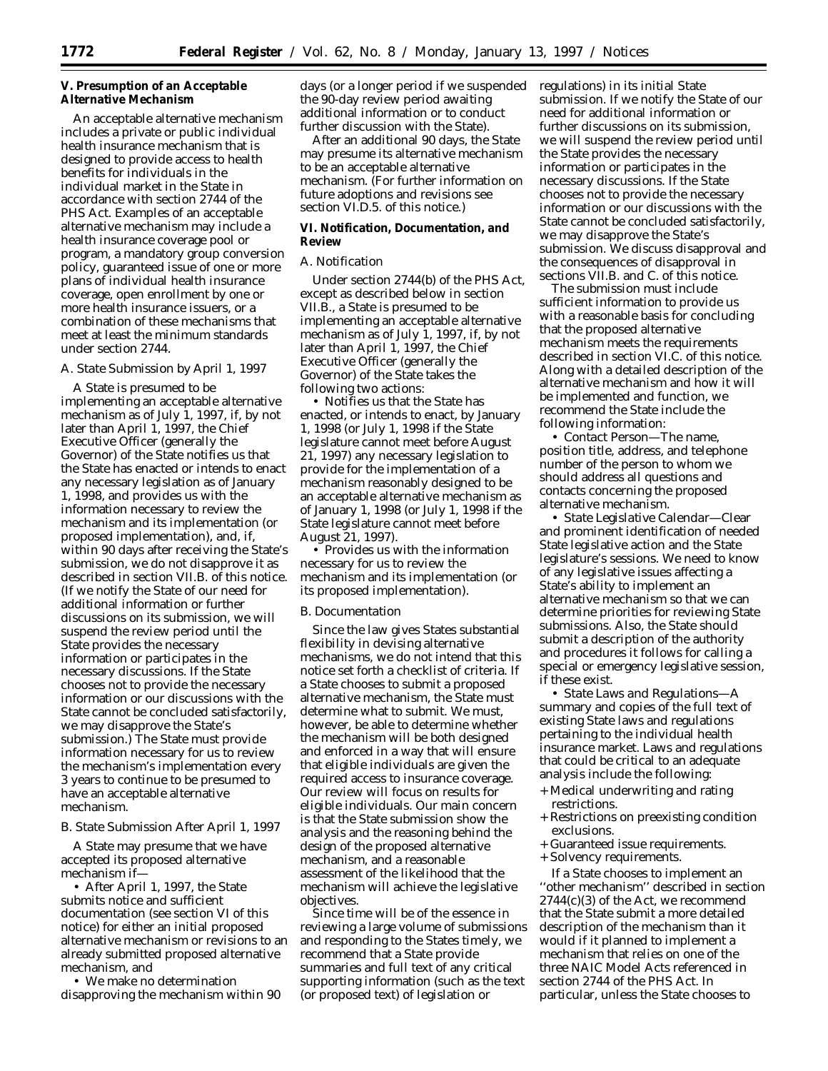**V. Presumption of an Acceptable Alternative Mechanism**

An acceptable alternative mechanism includes a private or public individual health insurance mechanism that is designed to provide access to health benefits for individuals in the individual market in the State in accordance with section 2744 of the PHS Act. Examples of an acceptable alternative mechanism may include a health insurance coverage pool or program, a mandatory group conversion policy, guaranteed issue of one or more plans of individual health insurance coverage, open enrollment by one or more health insurance issuers, or a combination of these mechanisms that meet at least the minimum standards under section 2744.

*A. State Submission by April 1, 1997*

A State is presumed to be implementing an acceptable alternative mechanism as of July 1, 1997, if, by not later than April 1, 1997, the Chief Executive Officer (generally the Governor) of the State notifies us that the State has enacted or intends to enact any necessary legislation as of January 1, 1998, and provides us with the information necessary to review the mechanism and its implementation (or proposed implementation), and, if, within 90 days after receiving the State's submission, we do not disapprove it as described in section VII.B. of this notice. (If we notify the State of our need for additional information or further discussions on its submission, we will suspend the review period until the State provides the necessary information or participates in the necessary discussions. If the State chooses not to provide the necessary information or our discussions with the State cannot be concluded satisfactorily, we may disapprove the State's submission.) The State must provide information necessary for us to review the mechanism's implementation every 3 years to continue to be presumed to have an acceptable alternative mechanism.

*B. State Submission After April 1, 1997*

A State may presume that we have accepted its proposed alternative mechanism if—

• After April 1, 1997, the State submits notice and sufficient documentation (see section VI of this notice) for either an initial proposed alternative mechanism or revisions to an already submitted proposed alternative mechanism, and

• We make no determination disapproving the mechanism within 90 days (or a longer period if we suspended the 90-day review period awaiting additional information or to conduct further discussion with the State).

After an additional 90 days, the State may presume its alternative mechanism to be an acceptable alternative mechanism. (For further information on future adoptions and revisions see section VI.D.5. of this notice.)

**VI. Notification, Documentation, and Review**

*A. Notification*

Under section 2744(b) of the PHS Act, except as described below in section VII.B., a State is presumed to be implementing an acceptable alternative mechanism as of July 1, 1997, if, by not later than April 1, 1997, the Chief Executive Officer (generally the Governor) of the State takes the following two actions:

• Notifies us that the State has enacted, or intends to enact, by January 1, 1998 (or July 1, 1998 if the State legislature cannot meet before August 21, 1997) any necessary legislation to provide for the implementation of a mechanism reasonably designed to be an acceptable alternative mechanism as of January 1, 1998 (or July 1, 1998 if the State legislature cannot meet before August 21, 1997).

• Provides us with the information necessary for us to review the mechanism and its implementation (or its proposed implementation).

*B. Documentation*

Since the law gives States substantial flexibility in devising alternative mechanisms, we do not intend that this notice set forth a checklist of criteria. If a State chooses to submit a proposed alternative mechanism, the State must determine what to submit. We must, however, be able to determine whether the mechanism will be both designed and enforced in a way that will ensure that eligible individuals are given the required access to insurance coverage. Our review will focus on results for eligible individuals. Our main concern is that the State submission show the analysis and the reasoning behind the design of the proposed alternative mechanism, and a reasonable assessment of the likelihood that the mechanism will achieve the legislative objectives.

Since time will be of the essence in reviewing a large volume of submissions and responding to the States timely, we recommend that a State provide summaries and full text of any critical supporting information (such as the text (or proposed text) of legislation or regulations) in its initial State submission. If we notify the State of our need for additional information or further discussions on its submission, we will suspend the review period until the State provides the necessary information or participates in the necessary discussions. If the State chooses not to provide the necessary information or our discussions with the State cannot be concluded satisfactorily, we may disapprove the State's submission. We discuss disapproval and the consequences of disapproval in sections VII.B. and C. of this notice.

The submission must include sufficient information to provide us with a reasonable basis for concluding that the proposed alternative mechanism meets the requirements described in section VI.C. of this notice. Along with a detailed description of the alternative mechanism and how it will be implemented and function, we recommend the State include the following information:

• *Contact Person*—The name, position title, address, and telephone number of the person to whom we should address all questions and contacts concerning the proposed alternative mechanism.

• *State Legislative Calendar*—Clear and prominent identification of needed State legislative action and the State legislature's sessions. We need to know of any legislative issues affecting a State's ability to implement an alternative mechanism so that we can determine priorities for reviewing State submissions. Also, the State should submit a description of the authority and procedures it follows for calling a special or emergency legislative session, if these exist.

• *State Laws and Regulations*—A summary and copies of the full text of existing State laws and regulations pertaining to the individual health insurance market. Laws and regulations that could be critical to an adequate analysis include the following:

+ Medical underwriting and rating restrictions.
+ Restrictions on preexisting condition exclusions.
+ Guaranteed issue requirements.
+ Solvency requirements.

If a State chooses to implement an "other mechanism" described in section 2744(c)(3) of the Act, we recommend that the State submit a more detailed description of the mechanism than it would if it planned to implement a mechanism that relies on one of the three NAIC Model Acts referenced in section 2744 of the PHS Act. In particular, unless the State chooses to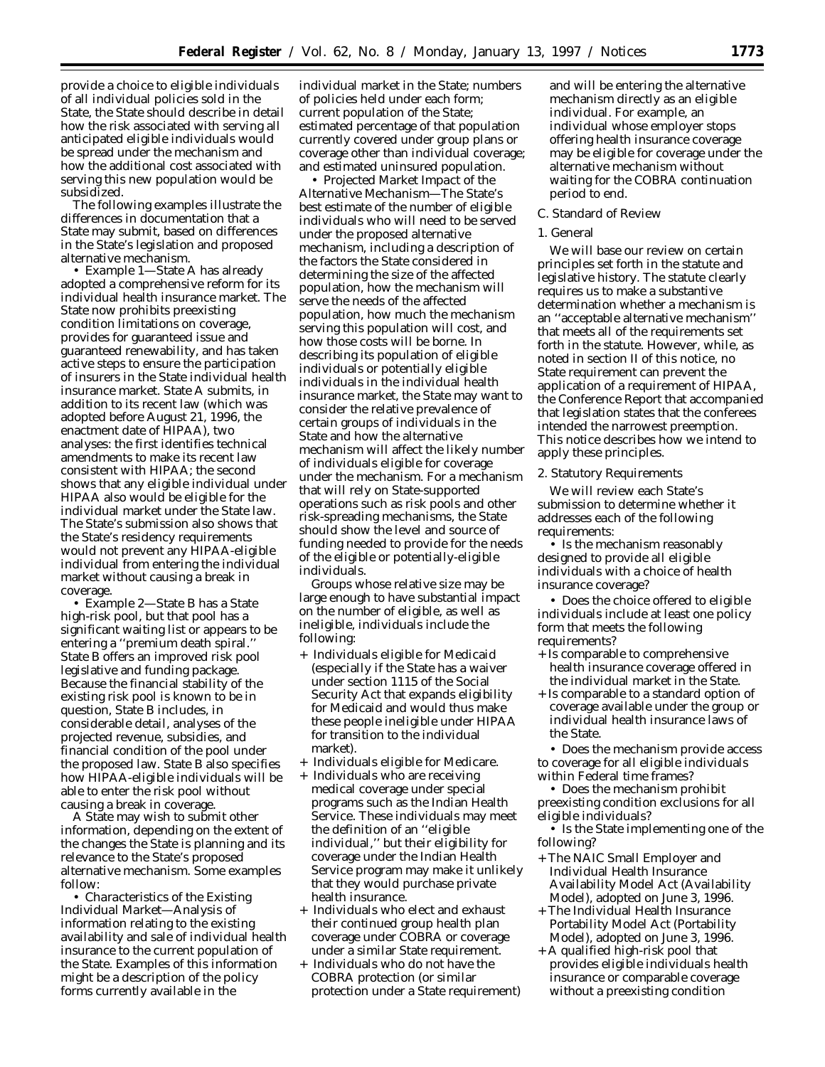provide a choice to eligible individuals of all individual policies sold in the State, the State should describe in detail how the risk associated with serving all anticipated eligible individuals would be spread under the mechanism and how the additional cost associated with serving this new population would be subsidized.

The following examples illustrate the differences in documentation that a State may submit, based on differences in the State's legislation and proposed alternative mechanism.

• *Example 1*—State A has already adopted a comprehensive reform for its individual health insurance market. The State now prohibits preexisting condition limitations on coverage, provides for guaranteed issue and guaranteed renewability, and has taken active steps to ensure the participation of insurers in the State individual health insurance market. State A submits, in addition to its recent law (which was adopted before August 21, 1996, the enactment date of HIPAA), two analyses: the first identifies technical amendments to make its recent law consistent with HIPAA; the second shows that any eligible individual under HIPAA also would be eligible for the individual market under the State law. The State's submission also shows that the State's residency requirements would not prevent any HIPAA-eligible individual from entering the individual market without causing a break in coverage.

• *Example 2*—State B has a State high-risk pool, but that pool has a significant waiting list or appears to be entering a ''premium death spiral.'' State B offers an improved risk pool legislative and funding package. Because the financial stability of the existing risk pool is known to be in question, State B includes, in considerable detail, analyses of the projected revenue, subsidies, and financial condition of the pool under the proposed law. State B also specifies how HIPAA-eligible individuals will be able to enter the risk pool without causing a break in coverage.

A State may wish to submit other information, depending on the extent of the changes the State is planning and its relevance to the State's proposed alternative mechanism. Some examples follow:

• Characteristics of the Existing Individual Market—Analysis of information relating to the existing availability and sale of individual health insurance to the current population of the State. Examples of this information might be a description of the policy forms currently available in the individual market in the State; numbers of policies held under each form; current population of the State; estimated percentage of that population currently covered under group plans or coverage other than individual coverage; and estimated uninsured population.

• Projected Market Impact of the Alternative Mechanism—The State's best estimate of the number of eligible individuals who will need to be served under the proposed alternative mechanism, including a description of the factors the State considered in determining the size of the affected population, how the mechanism will serve the needs of the affected population, how much the mechanism serving this population will cost, and how those costs will be borne. In describing its population of eligible individuals or potentially eligible individuals in the individual health insurance market, the State may want to consider the relative prevalence of certain groups of individuals in the State and how the alternative mechanism will affect the likely number of individuals eligible for coverage under the mechanism. For a mechanism that will rely on State-supported operations such as risk pools and other risk-spreading mechanisms, the State should show the level and source of funding needed to provide for the needs of the eligible or potentially-eligible individuals.

Groups whose relative size may be large enough to have substantial impact on the number of eligible, as well as ineligible, individuals include the following:

+ Individuals eligible for Medicaid (especially if the State has a waiver under section 1115 of the Social Security Act that expands eligibility for Medicaid and would thus make these people ineligible under HIPAA for transition to the individual market).
+ Individuals eligible for Medicare.
+ Individuals who are receiving medical coverage under special programs such as the Indian Health Service. These individuals may meet the definition of an ''eligible individual,'' but their eligibility for coverage under the Indian Health Service program may make it unlikely that they would purchase private health insurance.
+ Individuals who elect and exhaust their continued group health plan coverage under COBRA or coverage under a similar State requirement.
+ Individuals who do not have the COBRA protection (or similar protection under a State requirement) and will be entering the alternative mechanism directly as an eligible individual. For example, an individual whose employer stops offering health insurance coverage may be eligible for coverage under the alternative mechanism without waiting for the COBRA continuation period to end.

*C. Standard of Review*

*1. General*

We will base our review on certain principles set forth in the statute and legislative history. The statute clearly requires us to make a substantive determination whether a mechanism is an ''acceptable alternative mechanism'' that meets all of the requirements set forth in the statute. However, while, as noted in section II of this notice, no State requirement can prevent the application of a requirement of HIPAA, the Conference Report that accompanied that legislation states that the conferees intended the narrowest preemption. This notice describes how we intend to apply these principles.

*2. Statutory Requirements*

We will review each State's submission to determine whether it addresses each of the following requirements:

• Is the mechanism reasonably designed to provide all eligible individuals with a choice of health insurance coverage?

• Does the choice offered to eligible individuals include at least one policy form that meets the following requirements?

+ Is comparable to comprehensive health insurance coverage offered in the individual market in the State.
+ Is comparable to a standard option of coverage available under the group or individual health insurance laws of the State.

• Does the mechanism provide access to coverage for all eligible individuals within Federal time frames?

• Does the mechanism prohibit preexisting condition exclusions for all eligible individuals?

• Is the State implementing one of the following?

+ The NAIC Small Employer and Individual Health Insurance Availability Model Act (Availability Model), adopted on June 3, 1996.
+ The Individual Health Insurance Portability Model Act (Portability Model), adopted on June 3, 1996.
+ A qualified high-risk pool that provides eligible individuals health insurance or comparable coverage without a preexisting condition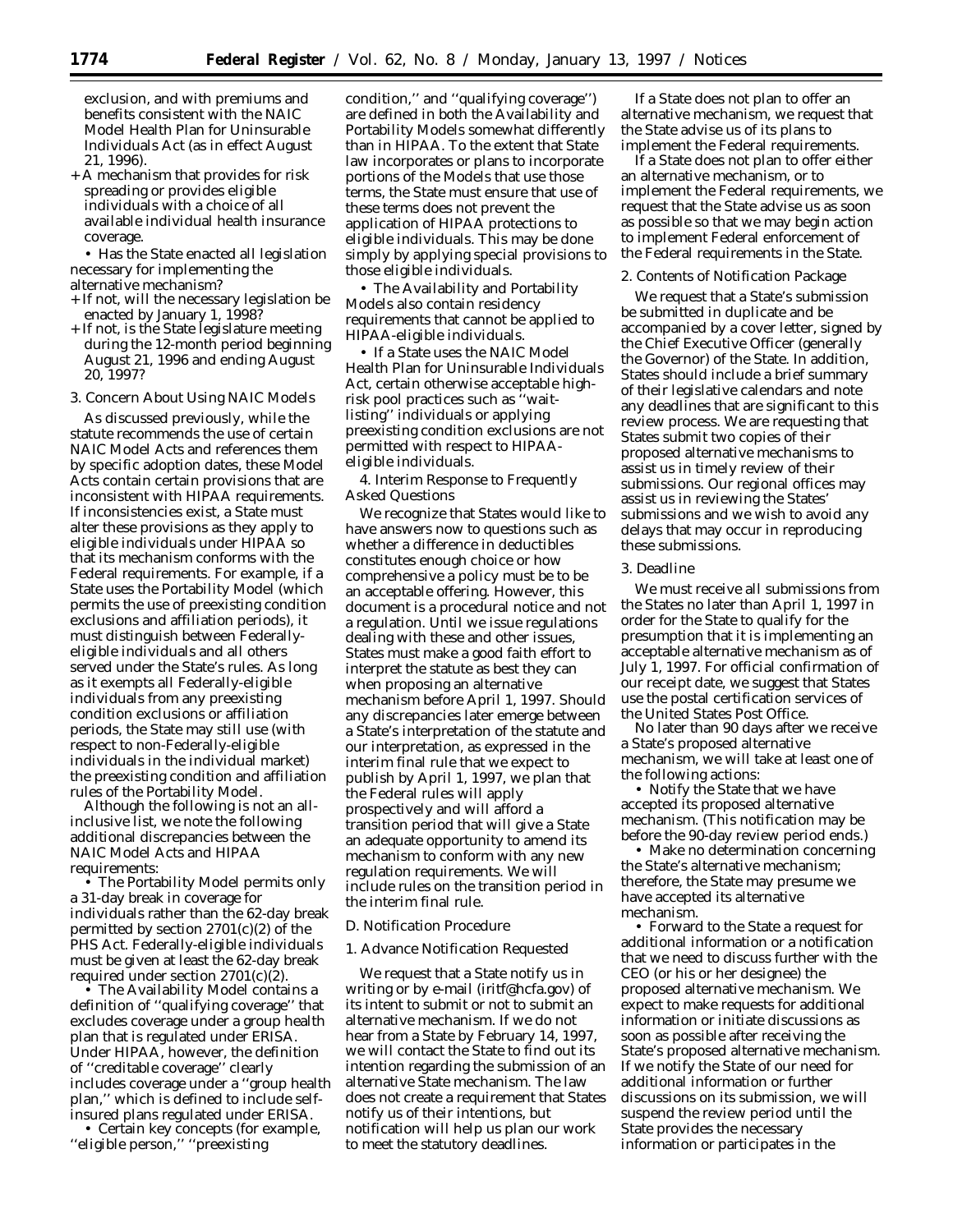exclusion, and with premiums and benefits consistent with the NAIC Model Health Plan for Uninsurable Individuals Act (as in effect August 21, 1996).

+ A mechanism that provides for risk spreading or provides eligible individuals with a choice of all available individual health insurance coverage.

• Has the State enacted all legislation necessary for implementing the alternative mechanism?

+ If not, will the necessary legislation be enacted by January 1, 1998?

+ If not, is the State legislature meeting during the 12-month period beginning August 21, 1996 and ending August 20, 1997?

3. Concern About Using NAIC Models

As discussed previously, while the statute recommends the use of certain NAIC Model Acts and references them by specific adoption dates, these Model Acts contain certain provisions that are inconsistent with HIPAA requirements. If inconsistencies exist, a State must alter these provisions as they apply to eligible individuals under HIPAA so that its mechanism conforms with the Federal requirements. For example, if a State uses the Portability Model (which permits the use of preexisting condition exclusions and affiliation periods), it must distinguish between Federally-eligible individuals and all others served under the State's rules. As long as it exempts all Federally-eligible individuals from any preexisting condition exclusions or affiliation periods, the State may still use (with respect to non-Federally-eligible individuals in the individual market) the preexisting condition and affiliation rules of the Portability Model.

Although the following is not an all-inclusive list, we note the following additional discrepancies between the NAIC Model Acts and HIPAA requirements:

• The Portability Model permits only a 31-day break in coverage for individuals rather than the 62-day break permitted by section 2701(c)(2) of the PHS Act. Federally-eligible individuals must be given at least the 62-day break required under section 2701(c)(2).

• The Availability Model contains a definition of ''qualifying coverage'' that excludes coverage under a group health plan that is regulated under ERISA. Under HIPAA, however, the definition of ''creditable coverage'' clearly includes coverage under a ''group health plan,'' which is defined to include self-insured plans regulated under ERISA.

• Certain key concepts (for example, ''eligible person,'' ''preexisting condition,'' and ''qualifying coverage'') are defined in both the Availability and Portability Models somewhat differently than in HIPAA. To the extent that State law incorporates or plans to incorporate portions of the Models that use those terms, the State must ensure that use of these terms does not prevent the application of HIPAA protections to eligible individuals. This may be done simply by applying special provisions to those eligible individuals.

• The Availability and Portability Models also contain residency requirements that cannot be applied to HIPAA-eligible individuals.

• If a State uses the NAIC Model Health Plan for Uninsurable Individuals Act, certain otherwise acceptable high-risk pool practices such as ''wait-listing'' individuals or applying preexisting condition exclusions are not permitted with respect to HIPAA-eligible individuals.

4. Interim Response to Frequently Asked Questions

We recognize that States would like to have answers now to questions such as whether a difference in deductibles constitutes enough choice or how comprehensive a policy must be to be an acceptable offering. However, this document is a procedural notice and not a regulation. Until we issue regulations dealing with these and other issues, States must make a good faith effort to interpret the statute as best they can when proposing an alternative mechanism before April 1, 1997. Should any discrepancies later emerge between a State's interpretation of the statute and our interpretation, as expressed in the interim final rule that we expect to publish by April 1, 1997, we plan that the Federal rules will apply prospectively and will afford a transition period that will give a State an adequate opportunity to amend its mechanism to conform with any new regulation requirements. We will include rules on the transition period in the interim final rule.

*D. Notification Procedure*

1. Advance Notification Requested

We request that a State notify us in writing or by e-mail (iritf@hcfa.gov) of its intent to submit or not to submit an alternative mechanism. If we do not hear from a State by February 14, 1997, we will contact the State to find out its intention regarding the submission of an alternative State mechanism. The law does not create a requirement that States notify us of their intentions, but notification will help us plan our work to meet the statutory deadlines.

If a State does not plan to offer an alternative mechanism, we request that the State advise us of its plans to implement the Federal requirements.

If a State does not plan to offer either an alternative mechanism, or to implement the Federal requirements, we request that the State advise us as soon as possible so that we may begin action to implement Federal enforcement of the Federal requirements in the State.

2. Contents of Notification Package

We request that a State's submission be submitted in duplicate and be accompanied by a cover letter, signed by the Chief Executive Officer (generally the Governor) of the State. In addition, States should include a brief summary of their legislative calendars and note any deadlines that are significant to this review process. We are requesting that States submit two copies of their proposed alternative mechanisms to assist us in timely review of their submissions. Our regional offices may assist us in reviewing the States' submissions and we wish to avoid any delays that may occur in reproducing these submissions.

3. Deadline

We must receive all submissions from the States no later than April 1, 1997 in order for the State to qualify for the presumption that it is implementing an acceptable alternative mechanism as of July 1, 1997. For official confirmation of our receipt date, we suggest that States use the postal certification services of the United States Post Office.

No later than 90 days after we receive a State's proposed alternative mechanism, we will take at least one of the following actions:

• Notify the State that we have accepted its proposed alternative mechanism. (This notification may be before the 90-day review period ends.)

• Make no determination concerning the State's alternative mechanism; therefore, the State may presume we have accepted its alternative mechanism.

• Forward to the State a request for additional information or a notification that we need to discuss further with the CEO (or his or her designee) the proposed alternative mechanism. We expect to make requests for additional information or initiate discussions as soon as possible after receiving the State's proposed alternative mechanism. If we notify the State of our need for additional information or further discussions on its submission, we will suspend the review period until the State provides the necessary information or participates in the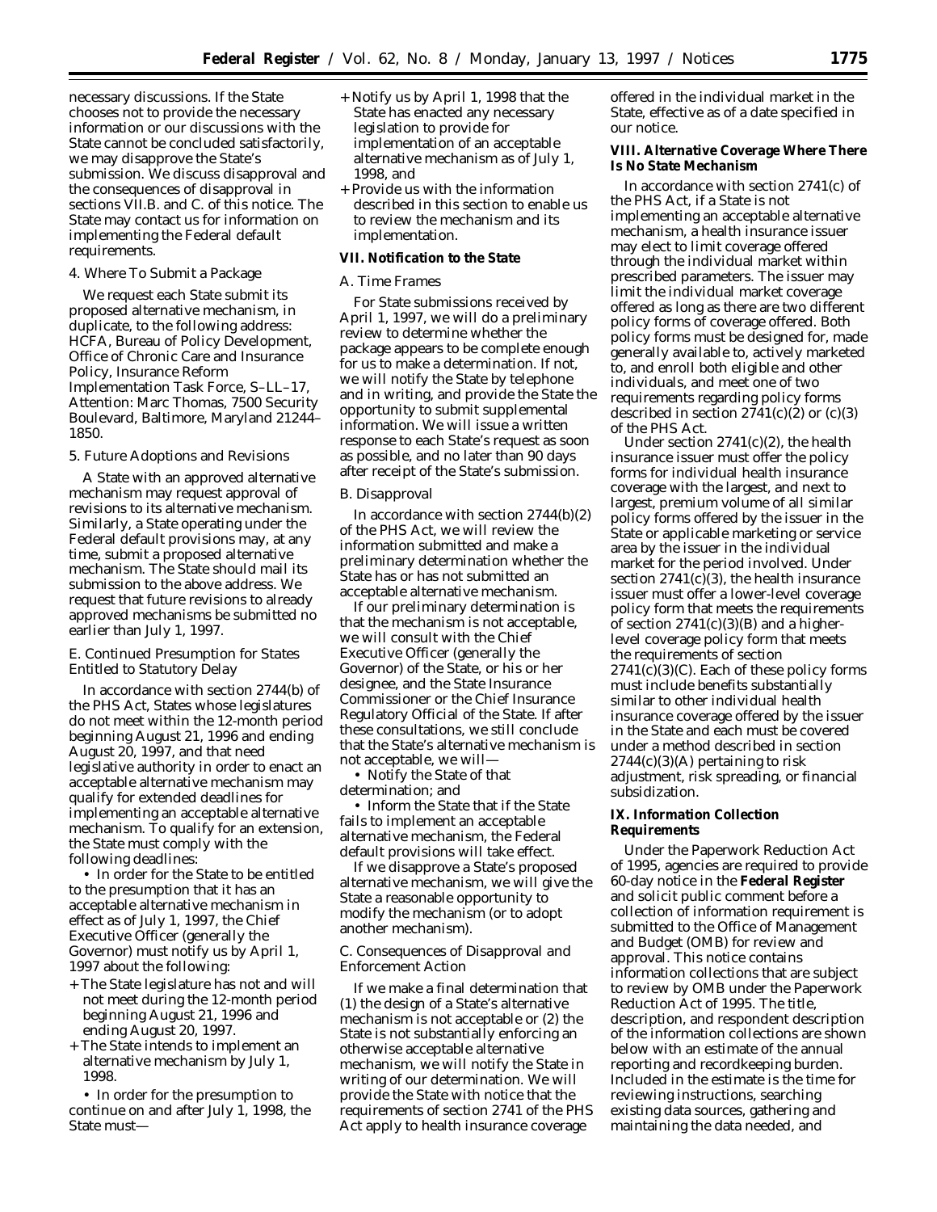necessary discussions. If the State chooses not to provide the necessary information or our discussions with the State cannot be concluded satisfactorily, we may disapprove the State's submission. We discuss disapproval and the consequences of disapproval in sections VII.B. and C. of this notice. The State may contact us for information on implementing the Federal default requirements.

*4. Where To Submit a Package*

We request each State submit its proposed alternative mechanism, in duplicate, to the following address: HCFA, Bureau of Policy Development, Office of Chronic Care and Insurance Policy, Insurance Reform Implementation Task Force, S–LL–17, Attention: Marc Thomas, 7500 Security Boulevard, Baltimore, Maryland 21244–1850.

*5. Future Adoptions and Revisions*

A State with an approved alternative mechanism may request approval of revisions to its alternative mechanism. Similarly, a State operating under the Federal default provisions may, at any time, submit a proposed alternative mechanism. The State should mail its submission to the above address. We request that future revisions to already approved mechanisms be submitted no earlier than July 1, 1997.

*E. Continued Presumption for States Entitled to Statutory Delay*

In accordance with section 2744(b) of the PHS Act, States whose legislatures do not meet within the 12-month period beginning August 21, 1996 and ending August 20, 1997, and that need legislative authority in order to enact an acceptable alternative mechanism may qualify for extended deadlines for implementing an acceptable alternative mechanism. To qualify for an extension, the State must comply with the following deadlines:

• In order for the State to be entitled to the presumption that it has an acceptable alternative mechanism in effect as of July 1, 1997, the Chief Executive Officer (generally the Governor) must notify us by April 1, 1997 about the following:

+ The State legislature has not and will not meet during the 12-month period beginning August 21, 1996 and ending August 20, 1997.
+ The State intends to implement an alternative mechanism by July 1, 1998.

• In order for the presumption to continue on and after July 1, 1998, the State must—

+ Notify us by April 1, 1998 that the State has enacted any necessary legislation to provide for implementation of an acceptable alternative mechanism as of July 1, 1998, and
+ Provide us with the information described in this section to enable us to review the mechanism and its implementation.

## VII. Notification to the State

*A. Time Frames*

For State submissions received by April 1, 1997, we will do a preliminary review to determine whether the package appears to be complete enough for us to make a determination. If not, we will notify the State by telephone and in writing, and provide the State the opportunity to submit supplemental information. We will issue a written response to each State's request as soon as possible, and no later than 90 days after receipt of the State's submission.

*B. Disapproval*

In accordance with section 2744(b)(2) of the PHS Act, we will review the information submitted and make a preliminary determination whether the State has or has not submitted an acceptable alternative mechanism.

If our preliminary determination is that the mechanism is not acceptable, we will consult with the Chief Executive Officer (generally the Governor) of the State, or his or her designee, and the State Insurance Commissioner or the Chief Insurance Regulatory Official of the State. If after these consultations, we still conclude that the State's alternative mechanism is not acceptable, we will—

• Notify the State of that determination; and

• Inform the State that if the State fails to implement an acceptable alternative mechanism, the Federal default provisions will take effect.

If we disapprove a State's proposed alternative mechanism, we will give the State a reasonable opportunity to modify the mechanism (or to adopt another mechanism).

*C. Consequences of Disapproval and Enforcement Action*

If we make a final determination that (1) the design of a State's alternative mechanism is not acceptable or (2) the State is not substantially enforcing an otherwise acceptable alternative mechanism, we will notify the State in writing of our determination. We will provide the State with notice that the requirements of section 2741 of the PHS Act apply to health insurance coverage offered in the individual market in the State, effective as of a date specified in our notice.

## VIII. Alternative Coverage Where There Is No State Mechanism

In accordance with section 2741(c) of the PHS Act, if a State is not implementing an acceptable alternative mechanism, a health insurance issuer may elect to limit coverage offered through the individual market within prescribed parameters. The issuer may limit the individual market coverage offered as long as there are two different policy forms of coverage offered. Both policy forms must be designed for, made generally available to, actively marketed to, and enroll both eligible and other individuals, and meet one of two requirements regarding policy forms described in section 2741(c)(2) or (c)(3) of the PHS Act.

Under section 2741(c)(2), the health insurance issuer must offer the policy forms for individual health insurance coverage with the largest, and next to largest, premium volume of all similar policy forms offered by the issuer in the State or applicable marketing or service area by the issuer in the individual market for the period involved. Under section 2741(c)(3), the health insurance issuer must offer a lower-level coverage policy form that meets the requirements of section 2741(c)(3)(B) and a higher-level coverage policy form that meets the requirements of section 2741(c)(3)(C). Each of these policy forms must include benefits substantially similar to other individual health insurance coverage offered by the issuer in the State and each must be covered under a method described in section 2744(c)(3)(A) pertaining to risk adjustment, risk spreading, or financial subsidization.

## IX. Information Collection Requirements

Under the Paperwork Reduction Act of 1995, agencies are required to provide 60-day notice in the **Federal Register** and solicit public comment before a collection of information requirement is submitted to the Office of Management and Budget (OMB) for review and approval. This notice contains information collections that are subject to review by OMB under the Paperwork Reduction Act of 1995. The title, description, and respondent description of the information collections are shown below with an estimate of the annual reporting and recordkeeping burden. Included in the estimate is the time for reviewing instructions, searching existing data sources, gathering and maintaining the data needed, and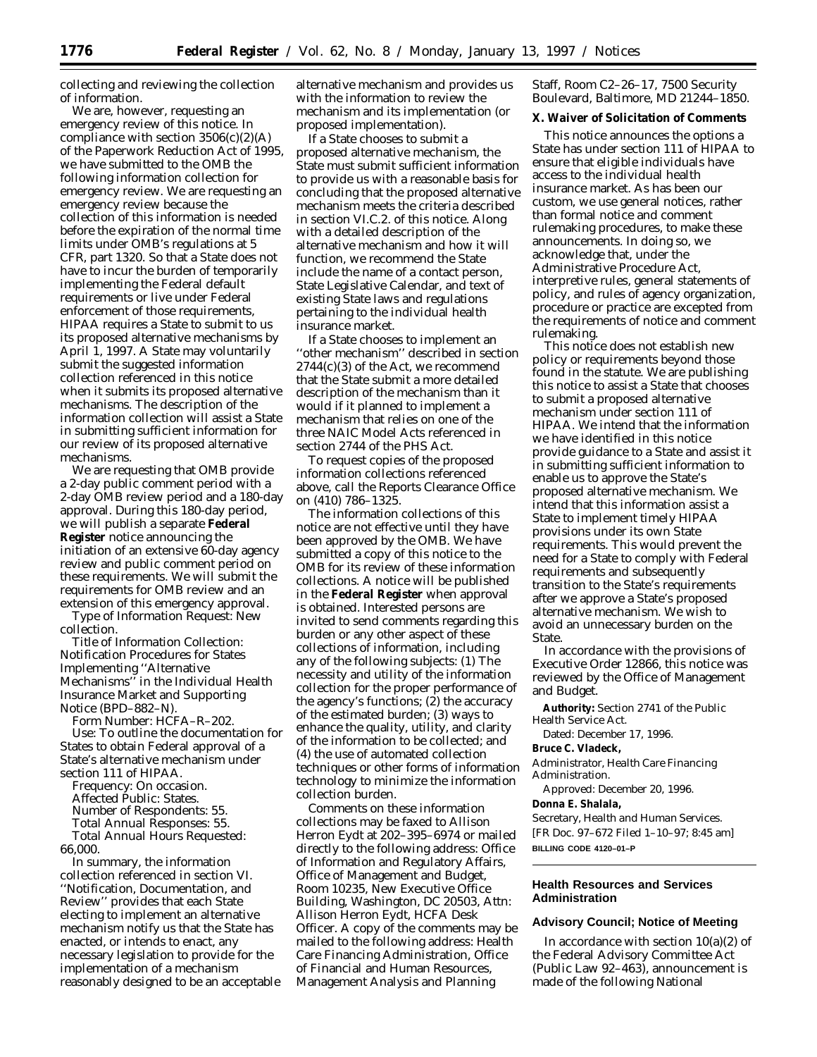collecting and reviewing the collection of information.

We are, however, requesting an emergency review of this notice. In compliance with section 3506(c)(2)(A) of the Paperwork Reduction Act of 1995, we have submitted to the OMB the following information collection for emergency review. We are requesting an emergency review because the collection of this information is needed before the expiration of the normal time limits under OMB's regulations at 5 CFR, part 1320. So that a State does not have to incur the burden of temporarily implementing the Federal default requirements or live under Federal enforcement of those requirements, HIPAA requires a State to submit to us its proposed alternative mechanisms by April 1, 1997. A State may voluntarily submit the suggested information collection referenced in this notice when it submits its proposed alternative mechanisms. The description of the information collection will assist a State in submitting sufficient information for our review of its proposed alternative mechanisms.

We are requesting that OMB provide a 2-day public comment period with a 2-day OMB review period and a 180-day approval. During this 180-day period, we will publish a separate **Federal Register** notice announcing the initiation of an extensive 60-day agency review and public comment period on these requirements. We will submit the requirements for OMB review and an extension of this emergency approval.

Type of Information Request: New collection.

Title of Information Collection: Notification Procedures for States Implementing ''Alternative Mechanisms'' in the Individual Health Insurance Market and Supporting Notice (BPD–882–N).

Form Number: HCFA–R–202.

Use: To outline the documentation for States to obtain Federal approval of a State's alternative mechanism under section 111 of HIPAA.

Frequency: On occasion.

Affected Public: States.

Number of Respondents: 55.

Total Annual Responses: 55.

Total Annual Hours Requested: 66,000.

In summary, the information collection referenced in section VI. ''Notification, Documentation, and Review'' provides that each State electing to implement an alternative mechanism notify us that the State has enacted, or intends to enact, any necessary legislation to provide for the implementation of a mechanism reasonably designed to be an acceptable alternative mechanism and provides us with the information to review the mechanism and its implementation (or proposed implementation).

If a State chooses to submit a proposed alternative mechanism, the State must submit sufficient information to provide us with a reasonable basis for concluding that the proposed alternative mechanism meets the criteria described in section VI.C.2. of this notice. Along with a detailed description of the alternative mechanism and how it will function, we recommend the State include the name of a contact person, State Legislative Calendar, and text of existing State laws and regulations pertaining to the individual health insurance market.

If a State chooses to implement an ''other mechanism'' described in section 2744(c)(3) of the Act, we recommend that the State submit a more detailed description of the mechanism than it would if it planned to implement a mechanism that relies on one of the three NAIC Model Acts referenced in section 2744 of the PHS Act.

To request copies of the proposed information collections referenced above, call the Reports Clearance Office on (410) 786–1325.

The information collections of this notice are not effective until they have been approved by the OMB. We have submitted a copy of this notice to the OMB for its review of these information collections. A notice will be published in the **Federal Register** when approval is obtained. Interested persons are invited to send comments regarding this burden or any other aspect of these collections of information, including any of the following subjects: (1) The necessity and utility of the information collection for the proper performance of the agency's functions; (2) the accuracy of the estimated burden; (3) ways to enhance the quality, utility, and clarity of the information to be collected; and (4) the use of automated collection techniques or other forms of information technology to minimize the information collection burden.

Comments on these information collections may be faxed to Allison Herron Eydt at 202–395–6974 or mailed directly to the following address: Office of Information and Regulatory Affairs, Office of Management and Budget, Room 10235, New Executive Office Building, Washington, DC 20503, Attn: Allison Herron Eydt, HCFA Desk Officer. A copy of the comments may be mailed to the following address: Health Care Financing Administration, Office of Financial and Human Resources, Management Analysis and Planning Staff, Room C2–26–17, 7500 Security Boulevard, Baltimore, MD 21244–1850.

## X. Waiver of Solicitation of Comments

This notice announces the options a State has under section 111 of HIPAA to ensure that eligible individuals have access to the individual health insurance market. As has been our custom, we use general notices, rather than formal notice and comment rulemaking procedures, to make these announcements. In doing so, we acknowledge that, under the Administrative Procedure Act, interpretive rules, general statements of policy, and rules of agency organization, procedure or practice are excepted from the requirements of notice and comment rulemaking.

This notice does not establish new policy or requirements beyond those found in the statute. We are publishing this notice to assist a State that chooses to submit a proposed alternative mechanism under section 111 of HIPAA. We intend that the information we have identified in this notice provide guidance to a State and assist it in submitting sufficient information to enable us to approve the State's proposed alternative mechanism. We intend that this information assist a State to implement timely HIPAA provisions under its own State requirements. This would prevent the need for a State to comply with Federal requirements and subsequently transition to the State's requirements after we approve a State's proposed alternative mechanism. We wish to avoid an unnecessary burden on the State.

In accordance with the provisions of Executive Order 12866, this notice was reviewed by the Office of Management and Budget.

**Authority:** Section 2741 of the Public Health Service Act.

Dated: December 17, 1996.

**Bruce C. Vladeck,**

*Administrator, Health Care Financing Administration.*

Approved: December 20, 1996.

**Donna E. Shalala,**

*Secretary, Health and Human Services.*

[FR Doc. 97–672 Filed 1–10–97; 8:45 am]

**BILLING CODE 4120–01–P**

## Health Resources and Services Administration

### Advisory Council; Notice of Meeting

In accordance with section 10(a)(2) of the Federal Advisory Committee Act (Public Law 92–463), announcement is made of the following National